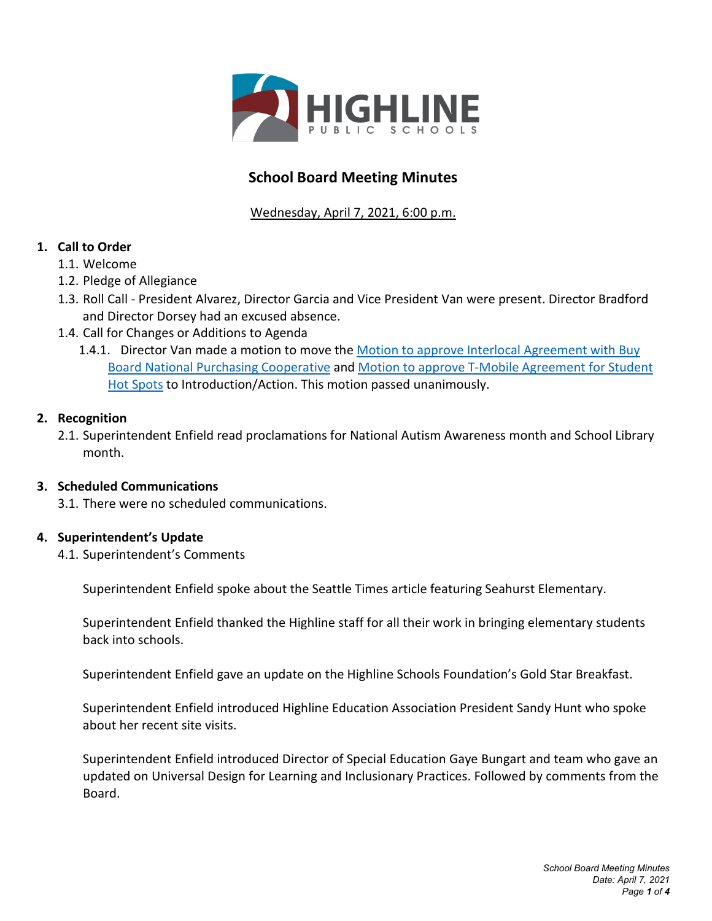HIGHLINE PUBLIC SCHOOLS

# School Board Meeting Minutes

Wednesday, April 7, 2021, 6:00 p.m.

1. **Call to Order**
    1.1. Welcome
    1.2. Pledge of Allegiance
    1.3. Roll Call - President Alvarez, Director Garcia and Vice President Van were present. Director Bradford and Director Dorsey had an excused absence.
    1.4. Call for Changes or Additions to Agenda
        1.4.1. Director Van made a motion to move the Motion to approve Interlocal Agreement with Buy Board National Purchasing Cooperative and Motion to approve T-Mobile Agreement for Student Hot Spots to Introduction/Action. This motion passed unanimously.

2. **Recognition**
    2.1. Superintendent Enfield read proclamations for National Autism Awareness month and School Library month.

3. **Scheduled Communications**
    3.1. There were no scheduled communications.

4. **Superintendent's Update**
    4.1. Superintendent's Comments

    Superintendent Enfield spoke about the Seattle Times article featuring Seahurst Elementary.

    Superintendent Enfield thanked the Highline staff for all their work in bringing elementary students back into schools.

    Superintendent Enfield gave an update on the Highline Schools Foundation's Gold Star Breakfast.

    Superintendent Enfield introduced Highline Education Association President Sandy Hunt who spoke about her recent site visits.

    Superintendent Enfield introduced Director of Special Education Gaye Bungart and team who gave an updated on Universal Design for Learning and Inclusionary Practices. Followed by comments from the Board.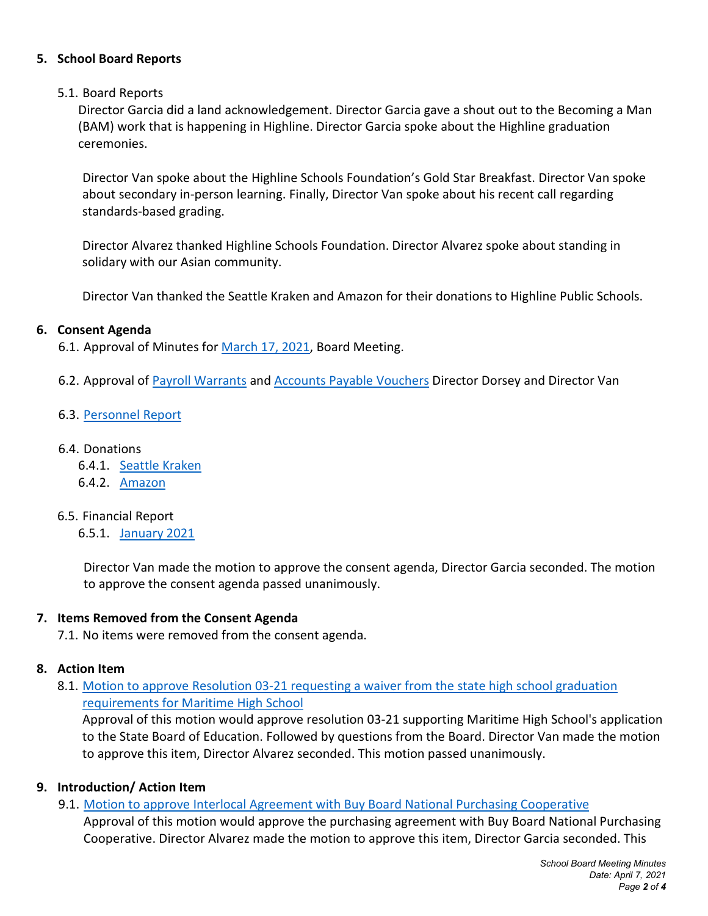## 5. School Board Reports

5.1. Board Reports

Director Garcia did a land acknowledgement. Director Garcia gave a shout out to the Becoming a Man (BAM) work that is happening in Highline. Director Garcia spoke about the Highline graduation ceremonies.

Director Van spoke about the Highline Schools Foundation's Gold Star Breakfast. Director Van spoke about secondary in-person learning. Finally, Director Van spoke about his recent call regarding standards-based grading.

Director Alvarez thanked Highline Schools Foundation. Director Alvarez spoke about standing in solidary with our Asian community.

Director Van thanked the Seattle Kraken and Amazon for their donations to Highline Public Schools.

## 6. Consent Agenda

6.1. Approval of Minutes for March 17, 2021, Board Meeting.

6.2. Approval of Payroll Warrants and Accounts Payable Vouchers Director Dorsey and Director Van

6.3. Personnel Report

6.4. Donations

- 6.4.1. Seattle Kraken
- 6.4.2. Amazon

6.5. Financial Report

- 6.5.1. January 2021

Director Van made the motion to approve the consent agenda, Director Garcia seconded. The motion to approve the consent agenda passed unanimously.

## 7. Items Removed from the Consent Agenda

7.1. No items were removed from the consent agenda.

## 8. Action Item

8.1. Motion to approve Resolution 03-21 requesting a waiver from the state high school graduation requirements for Maritime High School

Approval of this motion would approve resolution 03-21 supporting Maritime High School's application to the State Board of Education. Followed by questions from the Board. Director Van made the motion to approve this item, Director Alvarez seconded. This motion passed unanimously.

## 9. Introduction/ Action Item

9.1. Motion to approve Interlocal Agreement with Buy Board National Purchasing Cooperative

Approval of this motion would approve the purchasing agreement with Buy Board National Purchasing Cooperative. Director Alvarez made the motion to approve this item, Director Garcia seconded. This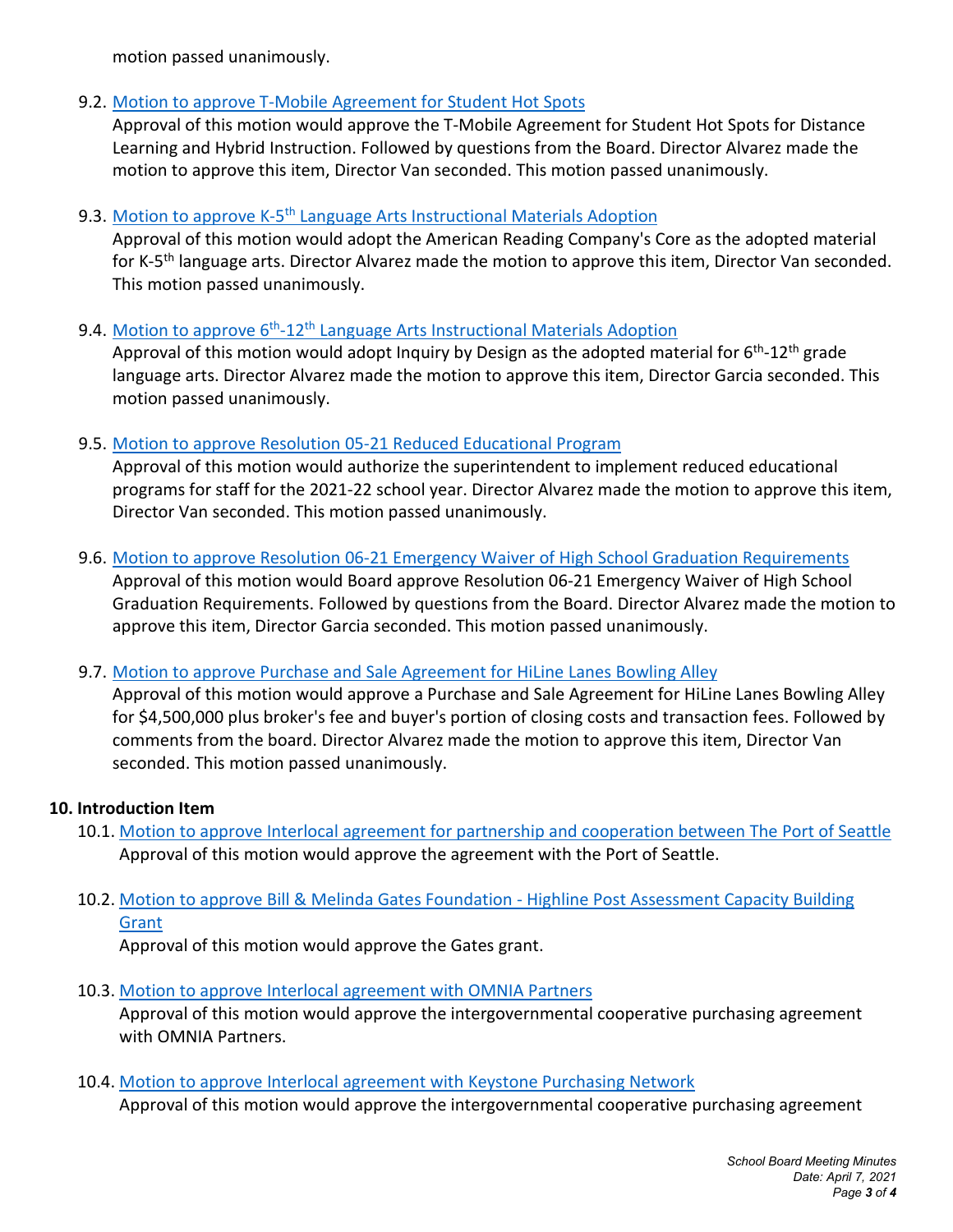motion passed unanimously.

9.2. Motion to approve T-Mobile Agreement for Student Hot Spots

Approval of this motion would approve the T-Mobile Agreement for Student Hot Spots for Distance Learning and Hybrid Instruction. Followed by questions from the Board. Director Alvarez made the motion to approve this item, Director Van seconded. This motion passed unanimously.

9.3. Motion to approve K-5th Language Arts Instructional Materials Adoption

Approval of this motion would adopt the American Reading Company's Core as the adopted material for K-5th language arts. Director Alvarez made the motion to approve this item, Director Van seconded. This motion passed unanimously.

9.4. Motion to approve 6th-12th Language Arts Instructional Materials Adoption

Approval of this motion would adopt Inquiry by Design as the adopted material for 6th-12th grade language arts. Director Alvarez made the motion to approve this item, Director Garcia seconded. This motion passed unanimously.

9.5. Motion to approve Resolution 05-21 Reduced Educational Program

Approval of this motion would authorize the superintendent to implement reduced educational programs for staff for the 2021-22 school year. Director Alvarez made the motion to approve this item, Director Van seconded. This motion passed unanimously.

9.6. Motion to approve Resolution 06-21 Emergency Waiver of High School Graduation Requirements

Approval of this motion would Board approve Resolution 06-21 Emergency Waiver of High School Graduation Requirements. Followed by questions from the Board. Director Alvarez made the motion to approve this item, Director Garcia seconded. This motion passed unanimously.

9.7. Motion to approve Purchase and Sale Agreement for HiLine Lanes Bowling Alley

Approval of this motion would approve a Purchase and Sale Agreement for HiLine Lanes Bowling Alley for $4,500,000 plus broker's fee and buyer's portion of closing costs and transaction fees. Followed by comments from the board. Director Alvarez made the motion to approve this item, Director Van seconded. This motion passed unanimously.

**10. Introduction Item**

10.1. Motion to approve Interlocal agreement for partnership and cooperation between The Port of Seattle

Approval of this motion would approve the agreement with the Port of Seattle.

10.2. Motion to approve Bill & Melinda Gates Foundation - Highline Post Assessment Capacity Building Grant

Approval of this motion would approve the Gates grant.

10.3. Motion to approve Interlocal agreement with OMNIA Partners

Approval of this motion would approve the intergovernmental cooperative purchasing agreement with OMNIA Partners.

10.4. Motion to approve Interlocal agreement with Keystone Purchasing Network

Approval of this motion would approve the intergovernmental cooperative purchasing agreement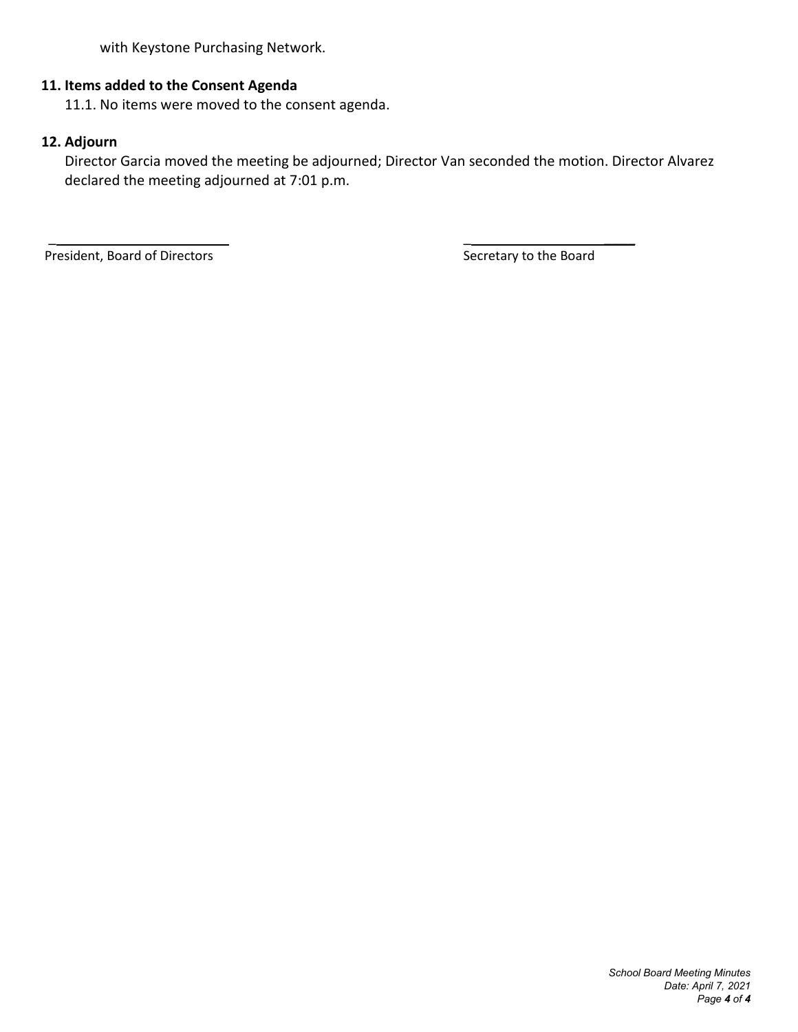with Keystone Purchasing Network.

**11. Items added to the Consent Agenda**

11.1. No items were moved to the consent agenda.

**12. Adjourn**

Director Garcia moved the meeting be adjourned; Director Van seconded the motion. Director Alvarez declared the meeting adjourned at 7:01 p.m.

\_\_\_\_\_\_\_\_\_\_\_\_\_\_\_\_\_\_\_\_\_\_\_\_\_\_
President, Board of Directors

\_\_\_\_\_\_\_\_\_\_\_\_\_\_\_\_\_\_\_\_\_\_\_\_\_\_
Secretary to the Board